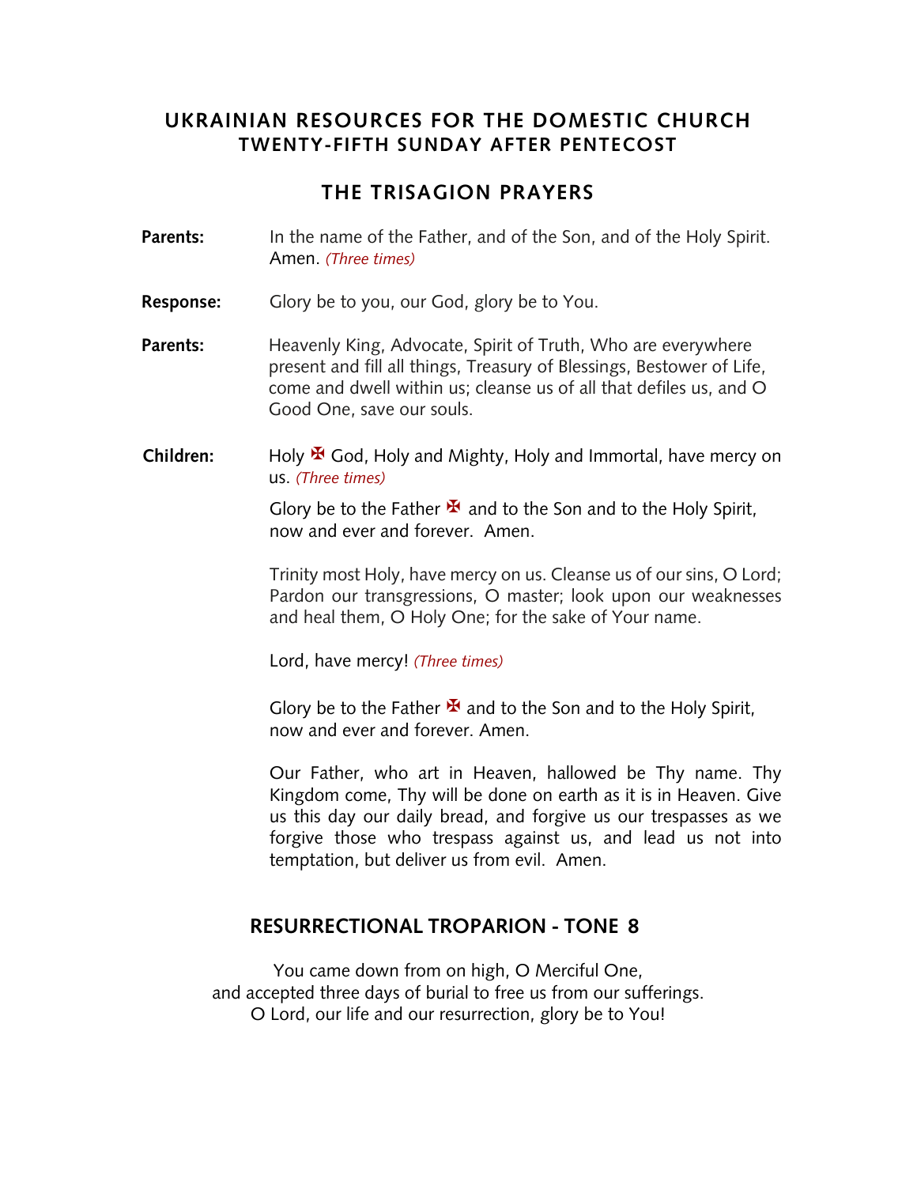# UKRAINIAN RESOURCES FOR THE DOMESTIC CHURCH
## TWENTY-FIFTH SUNDAY AFTER PENTECOST

## THE TRISAGION PRAYERS

**Parents:** In the name of the Father, and of the Son, and of the Holy Spirit. Amen. *(Three times)*

**Response:** Glory be to you, our God, glory be to You.

**Parents:** Heavenly King, Advocate, Spirit of Truth, Who are everywhere present and fill all things, Treasury of Blessings, Bestower of Life, come and dwell within us; cleanse us of all that defiles us, and O Good One, save our souls.

**Children:** Holy ✠ God, Holy and Mighty, Holy and Immortal, have mercy on us. *(Three times)*

Glory be to the Father ✠ and to the Son and to the Holy Spirit, now and ever and forever. Amen.

Trinity most Holy, have mercy on us. Cleanse us of our sins, O Lord; Pardon our transgressions, O master; look upon our weaknesses and heal them, O Holy One; for the sake of Your name.

Lord, have mercy! *(Three times)*

Glory be to the Father ✠ and to the Son and to the Holy Spirit, now and ever and forever. Amen.

Our Father, who art in Heaven, hallowed be Thy name. Thy Kingdom come, Thy will be done on earth as it is in Heaven. Give us this day our daily bread, and forgive us our trespasses as we forgive those who trespass against us, and lead us not into temptation, but deliver us from evil. Amen.

## RESURRECTIONAL TROPARION - TONE 8

You came down from on high, O Merciful One,
and accepted three days of burial to free us from our sufferings.
O Lord, our life and our resurrection, glory be to You!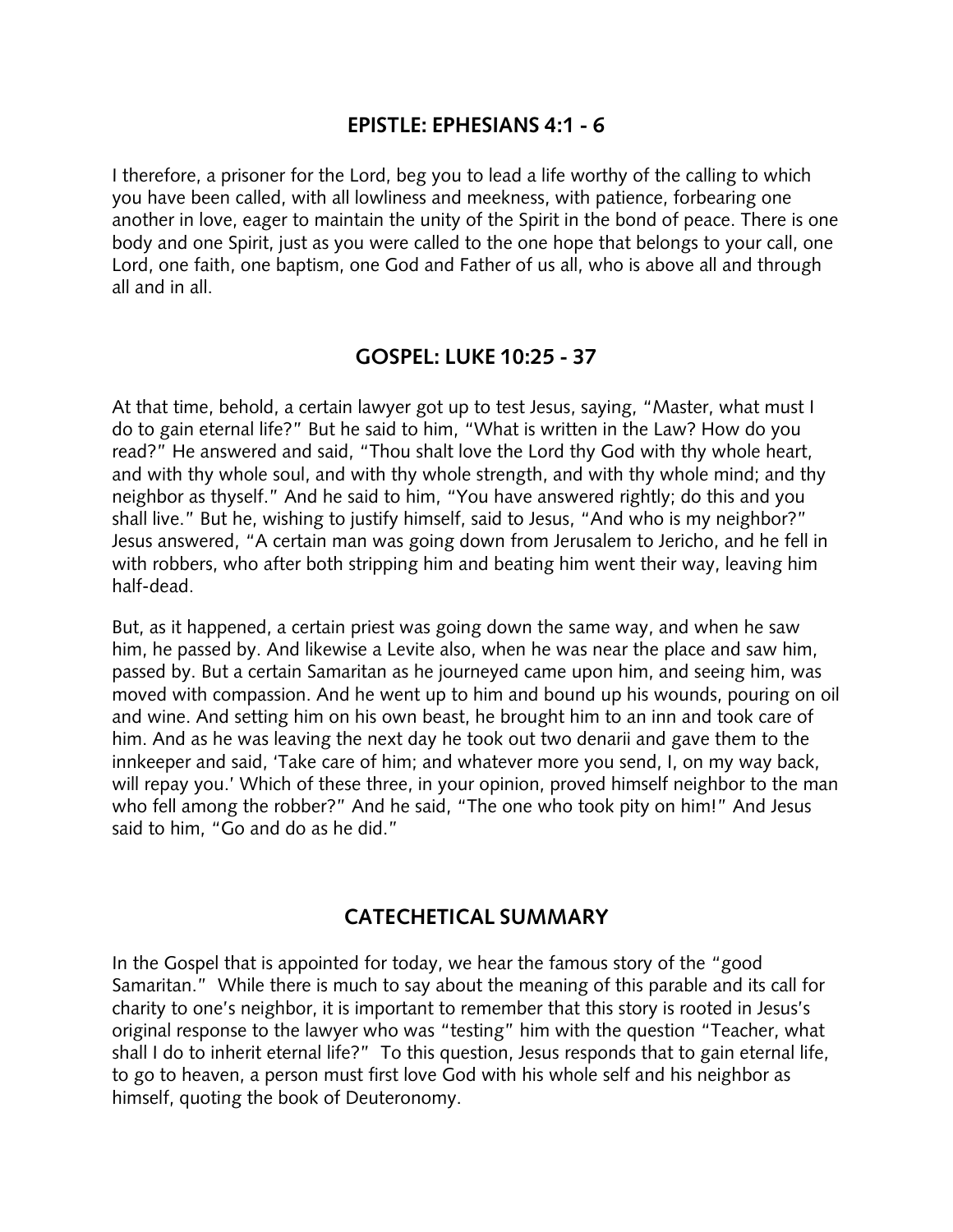## EPISTLE: EPHESIANS 4:1 - 6

I therefore, a prisoner for the Lord, beg you to lead a life worthy of the calling to which you have been called, with all lowliness and meekness, with patience, forbearing one another in love, eager to maintain the unity of the Spirit in the bond of peace. There is one body and one Spirit, just as you were called to the one hope that belongs to your call, one Lord, one faith, one baptism, one God and Father of us all, who is above all and through all and in all.

## GOSPEL: LUKE 10:25 - 37

At that time, behold, a certain lawyer got up to test Jesus, saying, "Master, what must I do to gain eternal life?" But he said to him, "What is written in the Law? How do you read?" He answered and said, "Thou shalt love the Lord thy God with thy whole heart, and with thy whole soul, and with thy whole strength, and with thy whole mind; and thy neighbor as thyself." And he said to him, "You have answered rightly; do this and you shall live." But he, wishing to justify himself, said to Jesus, "And who is my neighbor?" Jesus answered, "A certain man was going down from Jerusalem to Jericho, and he fell in with robbers, who after both stripping him and beating him went their way, leaving him half-dead.

But, as it happened, a certain priest was going down the same way, and when he saw him, he passed by. And likewise a Levite also, when he was near the place and saw him, passed by. But a certain Samaritan as he journeyed came upon him, and seeing him, was moved with compassion. And he went up to him and bound up his wounds, pouring on oil and wine. And setting him on his own beast, he brought him to an inn and took care of him. And as he was leaving the next day he took out two denarii and gave them to the innkeeper and said, 'Take care of him; and whatever more you send, I, on my way back, will repay you.' Which of these three, in your opinion, proved himself neighbor to the man who fell among the robber?" And he said, "The one who took pity on him!" And Jesus said to him, "Go and do as he did."

## CATECHETICAL SUMMARY

In the Gospel that is appointed for today, we hear the famous story of the "good Samaritan." While there is much to say about the meaning of this parable and its call for charity to one's neighbor, it is important to remember that this story is rooted in Jesus's original response to the lawyer who was "testing" him with the question "Teacher, what shall I do to inherit eternal life?" To this question, Jesus responds that to gain eternal life, to go to heaven, a person must first love God with his whole self and his neighbor as himself, quoting the book of Deuteronomy.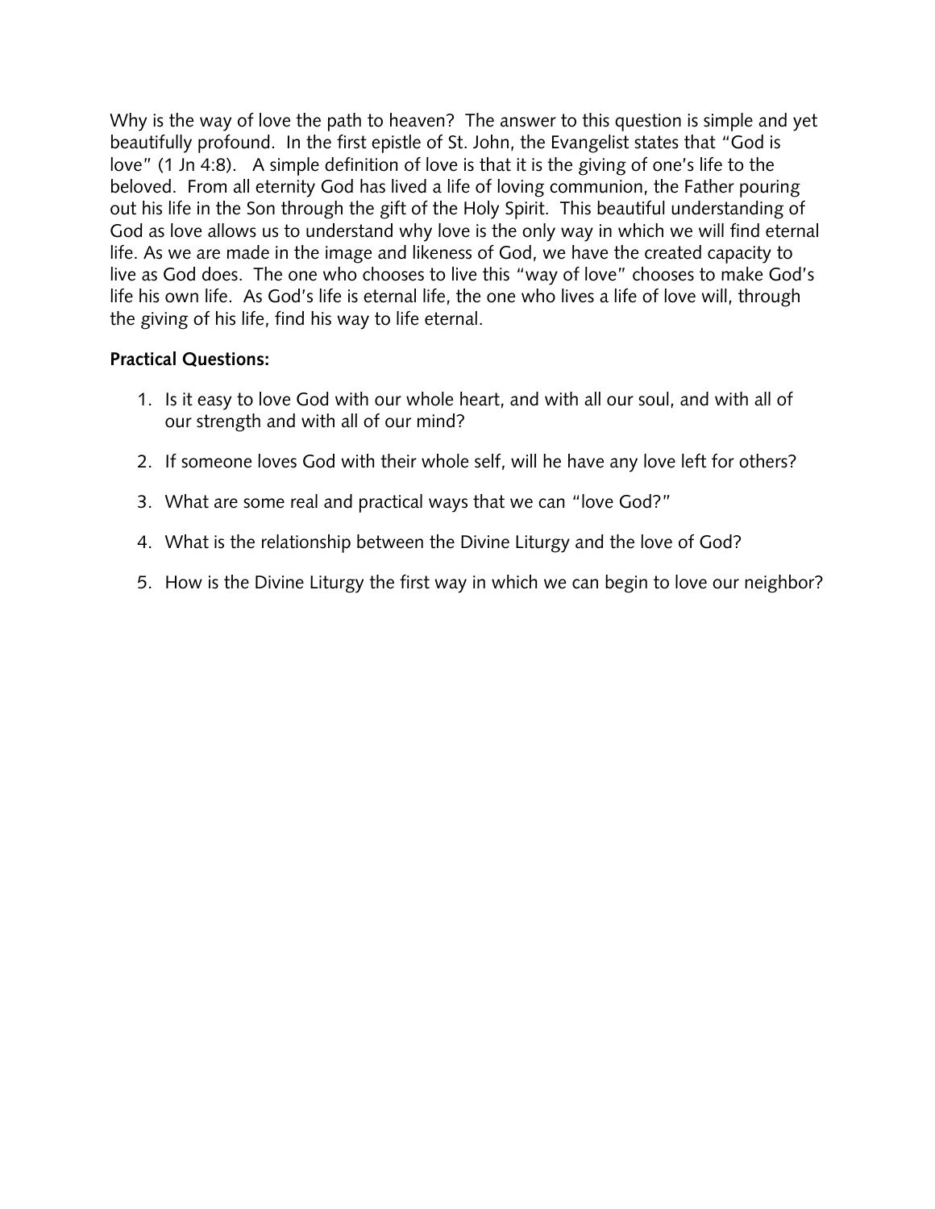Why is the way of love the path to heaven? The answer to this question is simple and yet beautifully profound. In the first epistle of St. John, the Evangelist states that "God is love" (1 Jn 4:8). A simple definition of love is that it is the giving of one's life to the beloved. From all eternity God has lived a life of loving communion, the Father pouring out his life in the Son through the gift of the Holy Spirit. This beautiful understanding of God as love allows us to understand why love is the only way in which we will find eternal life. As we are made in the image and likeness of God, we have the created capacity to live as God does. The one who chooses to live this "way of love" chooses to make God's life his own life. As God's life is eternal life, the one who lives a life of love will, through the giving of his life, find his way to life eternal.

**Practical Questions:**

1. Is it easy to love God with our whole heart, and with all our soul, and with all of our strength and with all of our mind?
2. If someone loves God with their whole self, will he have any love left for others?
3. What are some real and practical ways that we can "love God?"
4. What is the relationship between the Divine Liturgy and the love of God?
5. How is the Divine Liturgy the first way in which we can begin to love our neighbor?